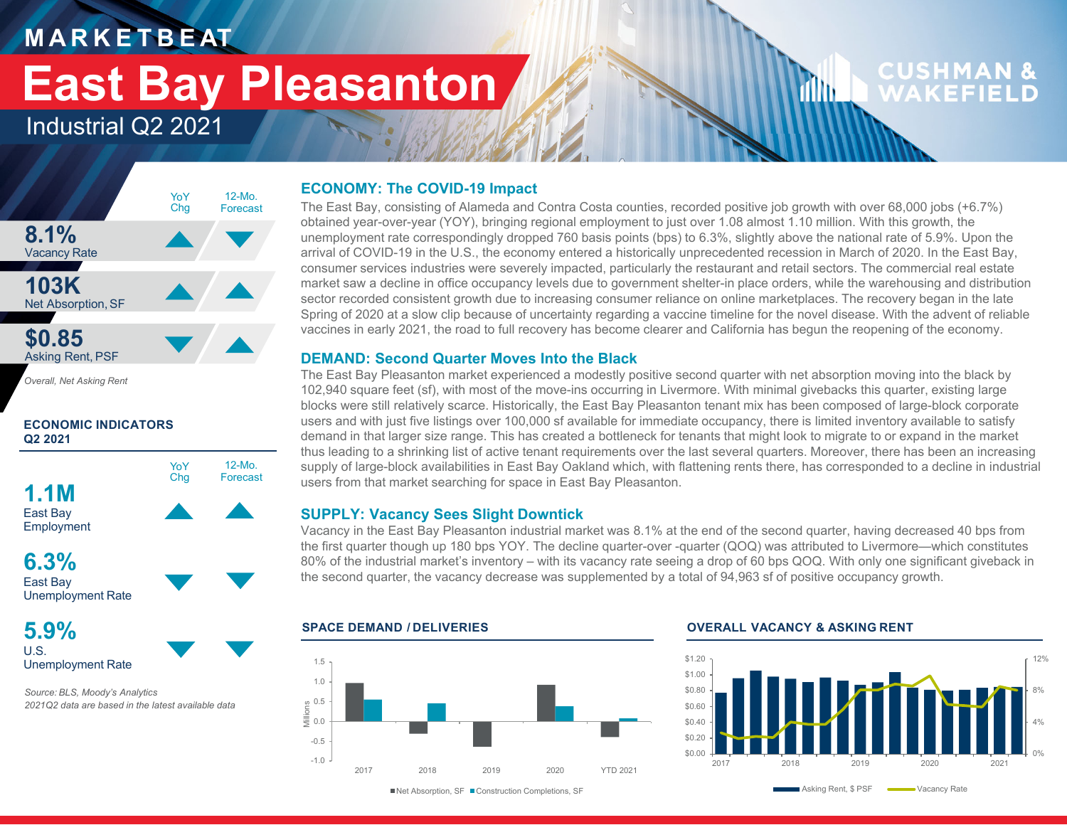MARKETBEAT

# East Bay Pleasanton

Industrial Q2 2021

CUSHMAN & WAKEFIELD

| | YoY Chg | 12-Mo. Forecast |
|---|---|---|
| **8.1%** Vacancy Rate | ▲ | ▼ |
| **103K** Net Absorption, SF | ▲ | ▲ |
| **$0.85** Asking Rent, PSF | ▼ | ▲ |

*Overall, Net Asking Rent*

**ECONOMIC INDICATORS Q2 2021**

| | YoY Chg | 12-Mo. Forecast |
|---|---|---|
| **1.1M** East Bay Employment | ▲ | ▲ |
| **6.3%** East Bay Unemployment Rate | ▼ | ▼ |
| **5.9%** U.S. Unemployment Rate | ▼ | ▼ |

*Source: BLS, Moody's Analytics*
*2021Q2 data are based in the latest available data*

## ECONOMY: The COVID-19 Impact

The East Bay, consisting of Alameda and Contra Costa counties, recorded positive job growth with over 68,000 jobs (+6.7%) obtained year-over-year (YOY), bringing regional employment to just over 1.08 almost 1.10 million. With this growth, the unemployment rate correspondingly dropped 760 basis points (bps) to 6.3%, slightly above the national rate of 5.9%. Upon the arrival of COVID-19 in the U.S., the economy entered a historically unprecedented recession in March of 2020. In the East Bay, consumer services industries were severely impacted, particularly the restaurant and retail sectors. The commercial real estate market saw a decline in office occupancy levels due to government shelter-in place orders, while the warehousing and distribution sector recorded consistent growth due to increasing consumer reliance on online marketplaces. The recovery began in the late Spring of 2020 at a slow clip because of uncertainty regarding a vaccine timeline for the novel disease. With the advent of reliable vaccines in early 2021, the road to full recovery has become clearer and California has begun the reopening of the economy.

## DEMAND: Second Quarter Moves Into the Black

The East Bay Pleasanton market experienced a modestly positive second quarter with net absorption moving into the black by 102,940 square feet (sf), with most of the move-ins occurring in Livermore. With minimal givebacks this quarter, existing large blocks were still relatively scarce. Historically, the East Bay Pleasanton tenant mix has been composed of large-block corporate users and with just five listings over 100,000 sf available for immediate occupancy, there is limited inventory available to satisfy demand in that larger size range. This has created a bottleneck for tenants that might look to migrate to or expand in the market thus leading to a shrinking list of active tenant requirements over the last several quarters. Moreover, there has been an increasing supply of large-block availabilities in East Bay Oakland which, with flattening rents there, has corresponded to a decline in industrial users from that market searching for space in East Bay Pleasanton.

## SUPPLY: Vacancy Sees Slight Downtick

Vacancy in the East Bay Pleasanton industrial market was 8.1% at the end of the second quarter, having decreased 40 bps from the first quarter though up 180 bps YOY. The decline quarter-over -quarter (QOQ) was attributed to Livermore—which constitutes 80% of the industrial market's inventory – with its vacancy rate seeing a drop of 60 bps QOQ. With only one significant giveback in the second quarter, the vacancy decrease was supplemented by a total of 94,963 sf of positive occupancy growth.

**SPACE DEMAND / DELIVERIES**

Millions; years 2017, 2018, 2019, 2020, YTD 2021

■ Net Absorption, SF ■ Construction Completions, SF

**OVERALL VACANCY & ASKING RENT**

Years 2017–2021

Asking Rent, $ PSF — Vacancy Rate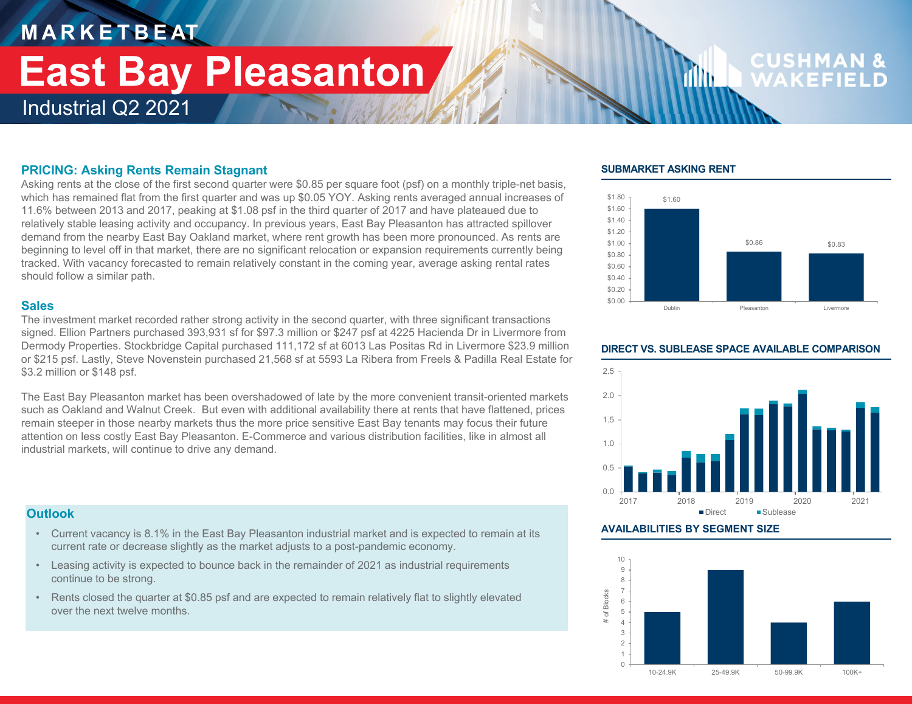# MARKETBEAT

# East Bay Pleasanton

Industrial Q2 2021

## PRICING: Asking Rents Remain Stagnant

Asking rents at the close of the first second quarter were $0.85 per square foot (psf) on a monthly triple-net basis, which has remained flat from the first quarter and was up $0.05 YOY. Asking rents averaged annual increases of 11.6% between 2013 and 2017, peaking at $1.08 psf in the third quarter of 2017 and have plateaued due to relatively stable leasing activity and occupancy. In previous years, East Bay Pleasanton has attracted spillover demand from the nearby East Bay Oakland market, where rent growth has been more pronounced. As rents are beginning to level off in that market, there are no significant relocation or expansion requirements currently being tracked. With vacancy forecasted to remain relatively constant in the coming year, average asking rental rates should follow a similar path.

## Sales

The investment market recorded rather strong activity in the second quarter, with three significant transactions signed. Ellion Partners purchased 393,931 sf for $97.3 million or $247 psf at 4225 Hacienda Dr in Livermore from Dermody Properties. Stockbridge Capital purchased 111,172 sf at 6013 Las Positas Rd in Livermore $23.9 million or $215 psf. Lastly, Steve Novenstein purchased 21,568 sf at 5593 La Ribera from Freels & Padilla Real Estate for $3.2 million or $148 psf.

The East Bay Pleasanton market has been overshadowed of late by the more convenient transit-oriented markets such as Oakland and Walnut Creek. But even with additional availability there at rents that have flattened, prices remain steeper in those nearby markets thus the more price sensitive East Bay tenants may focus their future attention on less costly East Bay Pleasanton. E-Commerce and various distribution facilities, like in almost all industrial markets, will continue to drive any demand.

## Outlook

- Current vacancy is 8.1% in the East Bay Pleasanton industrial market and is expected to remain at its current rate or decrease slightly as the market adjusts to a post-pandemic economy.
- Leasing activity is expected to bounce back in the remainder of 2021 as industrial requirements continue to be strong.
- Rents closed the quarter at $0.85 psf and are expected to remain relatively flat to slightly elevated over the next twelve months.

### SUBMARKET ASKING RENT

| Submarket | Asking Rent |
|---|---|
| Dublin | $1.60 |
| Pleasanton | $0.86 |
| Livermore | $0.83 |

### DIRECT VS. SUBLEASE SPACE AVAILABLE COMPARISON

■ Direct ■ Sublease

### AVAILABILITIES BY SEGMENT SIZE

| Segment Size | # of Blocks |
|---|---|
| 10-24.9K | 5 |
| 25-49.9K | 9 |
| 50-99.9K | 4 |
| 100K+ | 6 |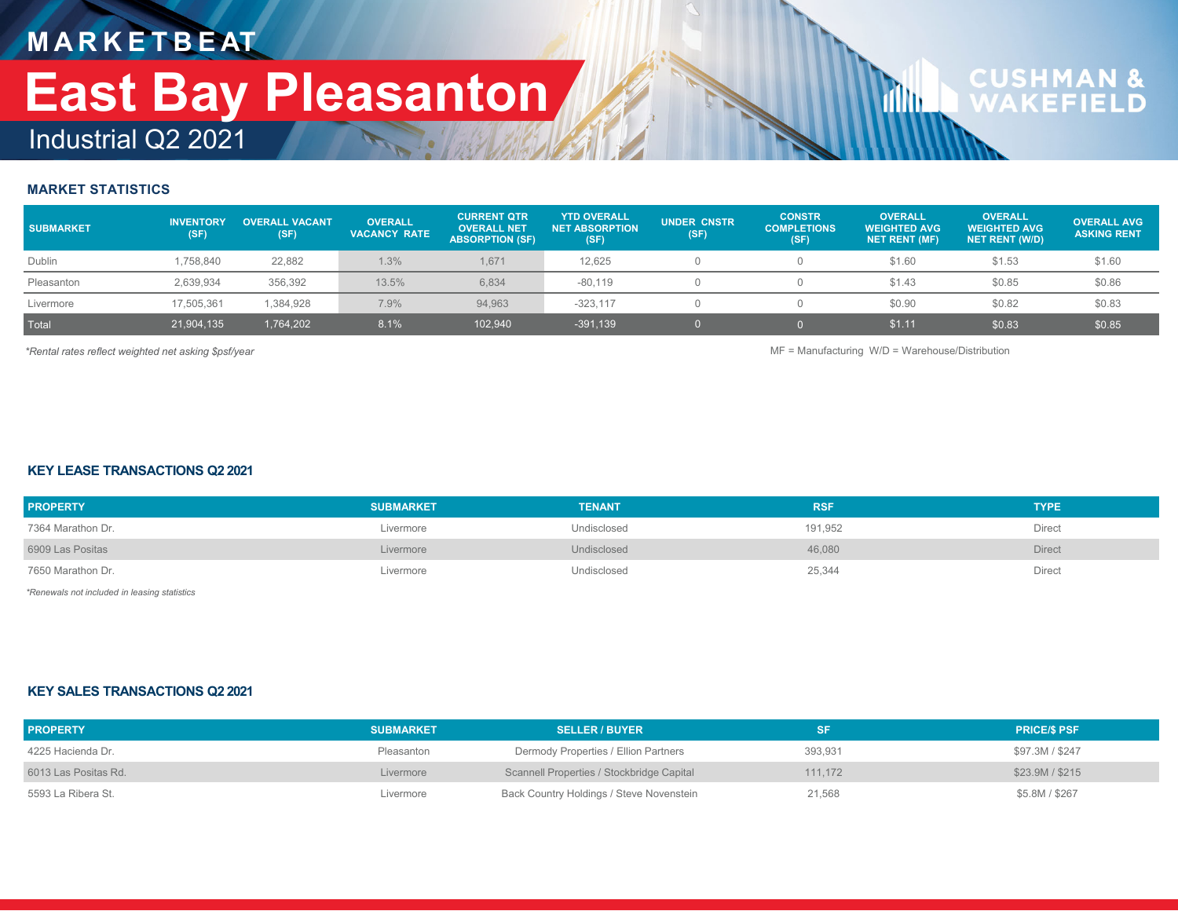# MARKETBEAT

# East Bay Pleasanton

## Industrial Q2 2021

### MARKET STATISTICS

| SUBMARKET | INVENTORY (SF) | OVERALL VACANT (SF) | OVERALL VACANCY RATE | CURRENT QTR OVERALL NET ABSORPTION (SF) | YTD OVERALL NET ABSORPTION (SF) | UNDER CNSTR (SF) | CONSTR COMPLETIONS (SF) | OVERALL WEIGHTED AVG NET RENT (MF) | OVERALL WEIGHTED AVG NET RENT (W/D) | OVERALL AVG ASKING RENT |
|---|---|---|---|---|---|---|---|---|---|---|
| Dublin | 1,758,840 | 22,882 | 1.3% | 1,671 | 12,625 | 0 | 0 | $1.60 | $1.53 | $1.60 |
| Pleasanton | 2,639,934 | 356,392 | 13.5% | 6,834 | -80,119 | 0 | 0 | $1.43 | $0.85 | $0.86 |
| Livermore | 17,505,361 | 1,384,928 | 7.9% | 94,963 | -323,117 | 0 | 0 | $0.90 | $0.82 | $0.83 |
| Total | 21,904,135 | 1,764,202 | 8.1% | 102,940 | -391,139 | 0 | 0 | $1.11 | $0.83 | $0.85 |

*Rental rates reflect weighted net asking $psf/year*

MF = Manufacturing W/D = Warehouse/Distribution

### KEY LEASE TRANSACTIONS Q2 2021

| PROPERTY | SUBMARKET | TENANT | RSF | TYPE |
|---|---|---|---|---|
| 7364 Marathon Dr. | Livermore | Undisclosed | 191,952 | Direct |
| 6909 Las Positas | Livermore | Undisclosed | 46,080 | Direct |
| 7650 Marathon Dr. | Livermore | Undisclosed | 25,344 | Direct |

*Renewals not included in leasing statistics*

### KEY SALES TRANSACTIONS Q2 2021

| PROPERTY | SUBMARKET | SELLER / BUYER | SF | PRICE/$ PSF |
|---|---|---|---|---|
| 4225 Hacienda Dr. | Pleasanton | Dermody Properties / Ellion Partners | 393,931 | $97.3M / $247 |
| 6013 Las Positas Rd. | Livermore | Scannell Properties / Stockbridge Capital | 111,172 | $23.9M / $215 |
| 5593 La Ribera St. | Livermore | Back Country Holdings / Steve Novenstein | 21,568 | $5.8M / $267 |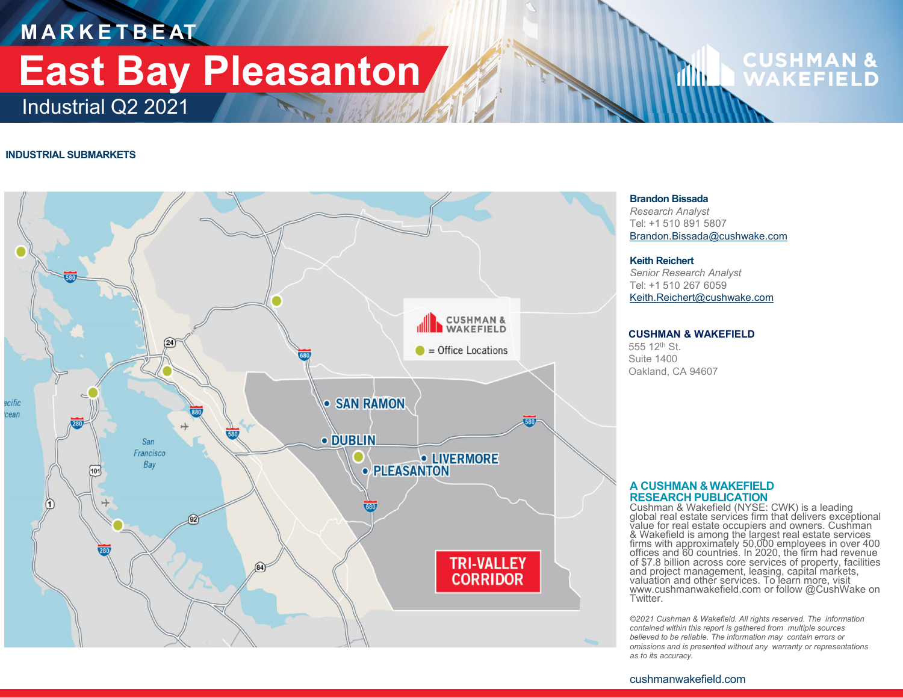# MARKETBEAT

# East Bay Pleasanton

## Industrial Q2 2021

### INDUSTRIAL SUBMARKETS

CUSHMAN & WAKEFIELD

= Office Locations

SAN RAMON

DUBLIN

LIVERMORE

PLEASANTON

TRI-VALLEY CORRIDOR

San Francisco Bay

Pacific Ocean

580
680
24
880
280
101
1
92
84

**Brandon Bissada**
*Research Analyst*
Tel: +1 510 891 5807
Brandon.Bissada@cushwake.com

**Keith Reichert**
*Senior Research Analyst*
Tel: +1 510 267 6059
Keith.Reichert@cushwake.com

**CUSHMAN & WAKEFIELD**
555 12th St.
Suite 1400
Oakland, CA 94607

**A CUSHMAN & WAKEFIELD RESEARCH PUBLICATION**

Cushman & Wakefield (NYSE: CWK) is a leading global real estate services firm that delivers exceptional value for real estate occupiers and owners. Cushman & Wakefield is among the largest real estate services firms with approximately 50,000 employees in over 400 offices and 60 countries. In 2020, the firm had revenue of $7.8 billion across core services of property, facilities and project management, leasing, capital markets, valuation and other services. To learn more, visit www.cushmanwakefield.com or follow @CushWake on Twitter.

*©2021 Cushman & Wakefield. All rights reserved. The information contained within this report is gathered from multiple sources believed to be reliable. The information may contain errors or omissions and is presented without any warranty or representations as to its accuracy.*

cushmanwakefield.com